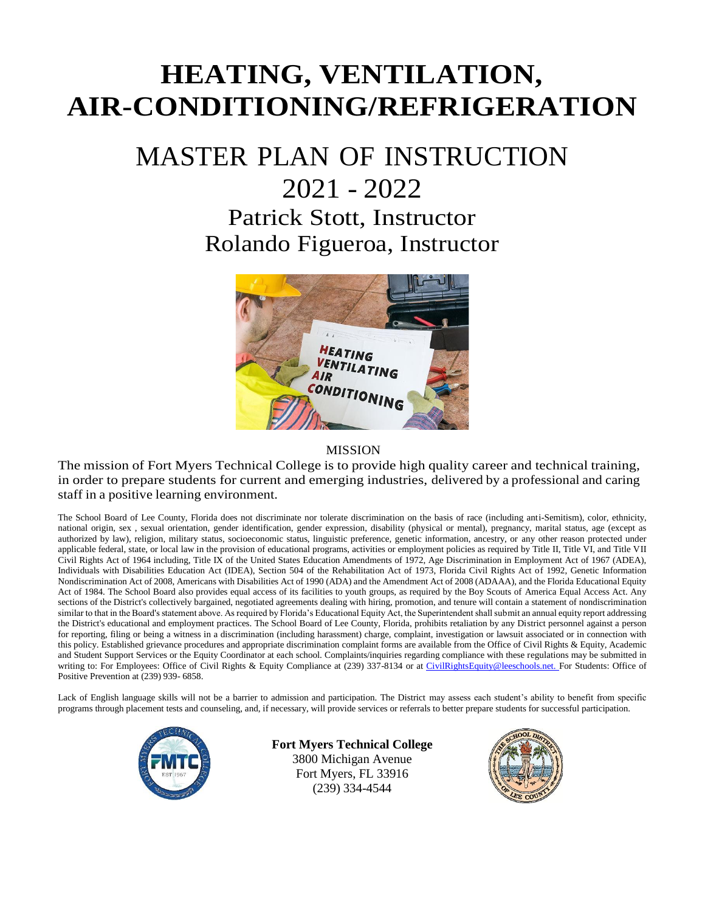# HEATING, VENTILATION, AIR-CONDITIONING/REFRIGERATION

## MASTER PLAN OF INSTRUCTION
## 2021 - 2022

### Patrick Stott, Instructor
### Rolando Figueroa, Instructor

MISSION

The mission of Fort Myers Technical College is to provide high quality career and technical training, in order to prepare students for current and emerging industries, delivered by a professional and caring staff in a positive learning environment.

The School Board of Lee County, Florida does not discriminate nor tolerate discrimination on the basis of race (including anti-Semitism), color, ethnicity, national origin, sex , sexual orientation, gender identification, gender expression, disability (physical or mental), pregnancy, marital status, age (except as authorized by law), religion, military status, socioeconomic status, linguistic preference, genetic information, ancestry, or any other reason protected under applicable federal, state, or local law in the provision of educational programs, activities or employment policies as required by Title II, Title VI, and Title VII Civil Rights Act of 1964 including, Title IX of the United States Education Amendments of 1972, Age Discrimination in Employment Act of 1967 (ADEA), Individuals with Disabilities Education Act (IDEA), Section 504 of the Rehabilitation Act of 1973, Florida Civil Rights Act of 1992, Genetic Information Nondiscrimination Act of 2008, Americans with Disabilities Act of 1990 (ADA) and the Amendment Act of 2008 (ADAAA), and the Florida Educational Equity Act of 1984. The School Board also provides equal access of its facilities to youth groups, as required by the Boy Scouts of America Equal Access Act. Any sections of the District's collectively bargained, negotiated agreements dealing with hiring, promotion, and tenure will contain a statement of nondiscrimination similar to that in the Board's statement above. As required by Florida's Educational Equity Act, the Superintendent shall submit an annual equity report addressing the District's educational and employment practices. The School Board of Lee County, Florida, prohibits retaliation by any District personnel against a person for reporting, filing or being a witness in a discrimination (including harassment) charge, complaint, investigation or lawsuit associated or in connection with this policy. Established grievance procedures and appropriate discrimination complaint forms are available from the Office of Civil Rights & Equity, Academic and Student Support Services or the Equity Coordinator at each school. Complaints/inquiries regarding compliance with these regulations may be submitted in writing to: For Employees: Office of Civil Rights & Equity Compliance at (239) 337-8134 or at CivilRightsEquity@leeschools.net. For Students: Office of Positive Prevention at (239) 939- 6858.

Lack of English language skills will not be a barrier to admission and participation. The District may assess each student's ability to benefit from specific programs through placement tests and counseling, and, if necessary, will provide services or referrals to better prepare students for successful participation.

**Fort Myers Technical College**
3800 Michigan Avenue
Fort Myers, FL 33916
(239) 334-4544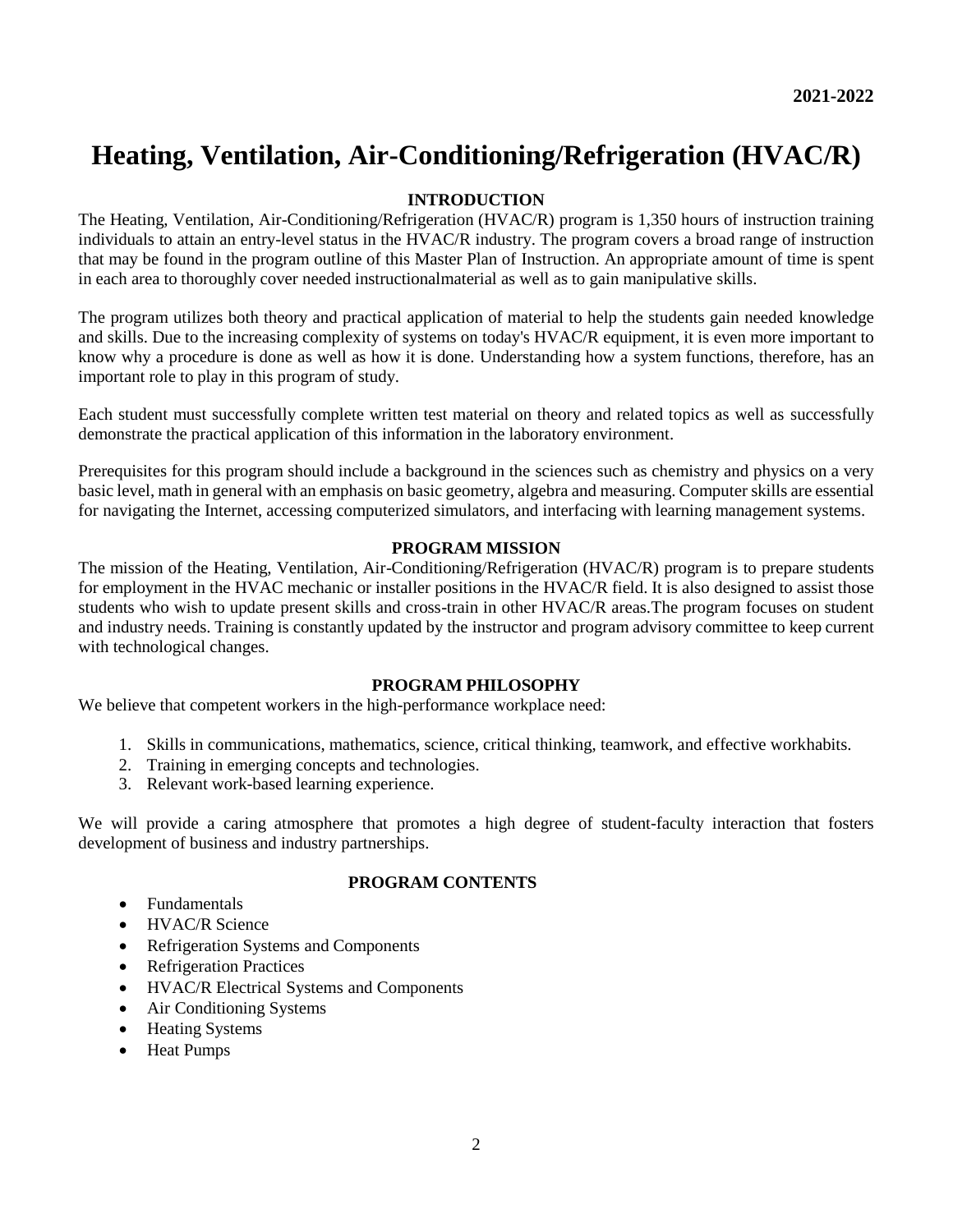# Heating, Ventilation, Air-Conditioning/Refrigeration (HVAC/R)

## INTRODUCTION

The Heating, Ventilation, Air-Conditioning/Refrigeration (HVAC/R) program is 1,350 hours of instruction training individuals to attain an entry-level status in the HVAC/R industry. The program covers a broad range of instruction that may be found in the program outline of this Master Plan of Instruction. An appropriate amount of time is spent in each area to thoroughly cover needed instructionalmaterial as well as to gain manipulative skills.

The program utilizes both theory and practical application of material to help the students gain needed knowledge and skills. Due to the increasing complexity of systems on today's HVAC/R equipment, it is even more important to know why a procedure is done as well as how it is done. Understanding how a system functions, therefore, has an important role to play in this program of study.

Each student must successfully complete written test material on theory and related topics as well as successfully demonstrate the practical application of this information in the laboratory environment.

Prerequisites for this program should include a background in the sciences such as chemistry and physics on a very basic level, math in general with an emphasis on basic geometry, algebra and measuring. Computer skills are essential for navigating the Internet, accessing computerized simulators, and interfacing with learning management systems.

## PROGRAM MISSION

The mission of the Heating, Ventilation, Air-Conditioning/Refrigeration (HVAC/R) program is to prepare students for employment in the HVAC mechanic or installer positions in the HVAC/R field. It is also designed to assist those students who wish to update present skills and cross-train in other HVAC/R areas.The program focuses on student and industry needs. Training is constantly updated by the instructor and program advisory committee to keep current with technological changes.

## PROGRAM PHILOSOPHY

We believe that competent workers in the high-performance workplace need:

1. Skills in communications, mathematics, science, critical thinking, teamwork, and effective workhabits.
2. Training in emerging concepts and technologies.
3. Relevant work-based learning experience.

We will provide a caring atmosphere that promotes a high degree of student-faculty interaction that fosters development of business and industry partnerships.

## PROGRAM CONTENTS

- Fundamentals
- HVAC/R Science
- Refrigeration Systems and Components
- Refrigeration Practices
- HVAC/R Electrical Systems and Components
- Air Conditioning Systems
- Heating Systems
- Heat Pumps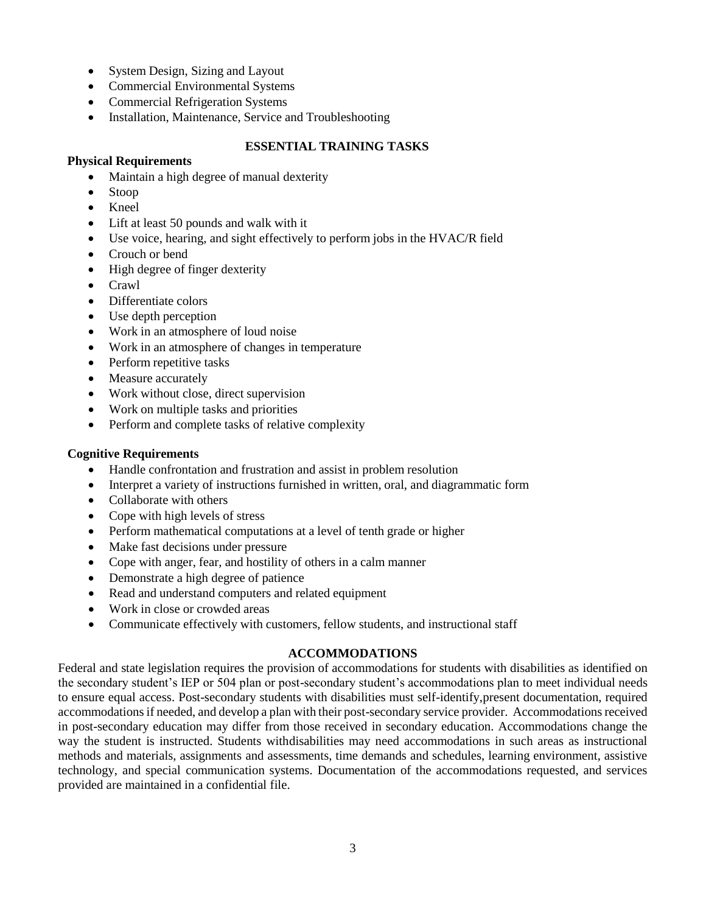- System Design, Sizing and Layout
- Commercial Environmental Systems
- Commercial Refrigeration Systems
- Installation, Maintenance, Service and Troubleshooting

## ESSENTIAL TRAINING TASKS

**Physical Requirements**

- Maintain a high degree of manual dexterity
- Stoop
- Kneel
- Lift at least 50 pounds and walk with it
- Use voice, hearing, and sight effectively to perform jobs in the HVAC/R field
- Crouch or bend
- High degree of finger dexterity
- Crawl
- Differentiate colors
- Use depth perception
- Work in an atmosphere of loud noise
- Work in an atmosphere of changes in temperature
- Perform repetitive tasks
- Measure accurately
- Work without close, direct supervision
- Work on multiple tasks and priorities
- Perform and complete tasks of relative complexity

**Cognitive Requirements**

- Handle confrontation and frustration and assist in problem resolution
- Interpret a variety of instructions furnished in written, oral, and diagrammatic form
- Collaborate with others
- Cope with high levels of stress
- Perform mathematical computations at a level of tenth grade or higher
- Make fast decisions under pressure
- Cope with anger, fear, and hostility of others in a calm manner
- Demonstrate a high degree of patience
- Read and understand computers and related equipment
- Work in close or crowded areas
- Communicate effectively with customers, fellow students, and instructional staff

## ACCOMMODATIONS

Federal and state legislation requires the provision of accommodations for students with disabilities as identified on the secondary student's IEP or 504 plan or post-secondary student's accommodations plan to meet individual needs to ensure equal access. Post-secondary students with disabilities must self-identify,present documentation, required accommodations if needed, and develop a plan with their post-secondary service provider. Accommodations received in post-secondary education may differ from those received in secondary education. Accommodations change the way the student is instructed. Students withdisabilities may need accommodations in such areas as instructional methods and materials, assignments and assessments, time demands and schedules, learning environment, assistive technology, and special communication systems. Documentation of the accommodations requested, and services provided are maintained in a confidential file.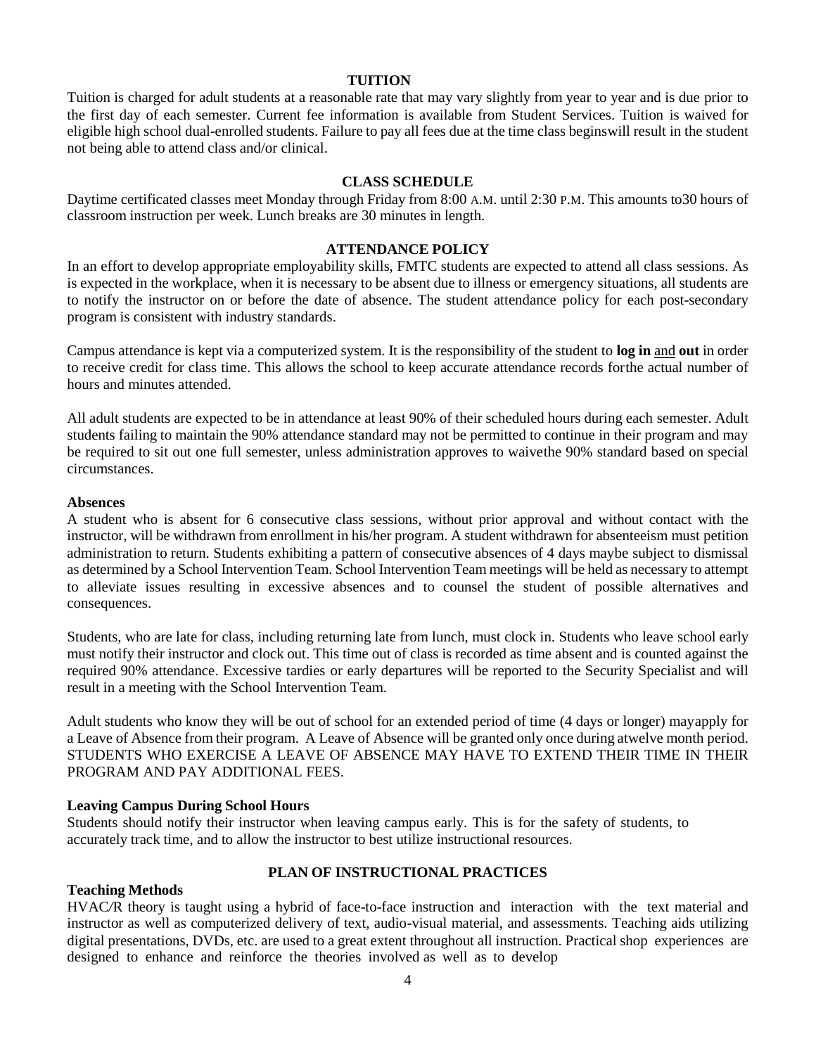## TUITION

Tuition is charged for adult students at a reasonable rate that may vary slightly from year to year and is due prior to the first day of each semester. Current fee information is available from Student Services. Tuition is waived for eligible high school dual-enrolled students. Failure to pay all fees due at the time class beginswill result in the student not being able to attend class and/or clinical.

## CLASS SCHEDULE

Daytime certificated classes meet Monday through Friday from 8:00 A.M. until 2:30 P.M. This amounts to30 hours of classroom instruction per week. Lunch breaks are 30 minutes in length.

## ATTENDANCE POLICY

In an effort to develop appropriate employability skills, FMTC students are expected to attend all class sessions. As is expected in the workplace, when it is necessary to be absent due to illness or emergency situations, all students are to notify the instructor on or before the date of absence. The student attendance policy for each post-secondary program is consistent with industry standards.

Campus attendance is kept via a computerized system. It is the responsibility of the student to **log in** <u>and</u> **out** in order to receive credit for class time. This allows the school to keep accurate attendance records forthe actual number of hours and minutes attended.

All adult students are expected to be in attendance at least 90% of their scheduled hours during each semester. Adult students failing to maintain the 90% attendance standard may not be permitted to continue in their program and may be required to sit out one full semester, unless administration approves to waivethe 90% standard based on special circumstances.

**Absences**

A student who is absent for 6 consecutive class sessions, without prior approval and without contact with the instructor, will be withdrawn from enrollment in his/her program. A student withdrawn for absenteeism must petition administration to return. Students exhibiting a pattern of consecutive absences of 4 days maybe subject to dismissal as determined by a School Intervention Team. School Intervention Team meetings will be held as necessary to attempt to alleviate issues resulting in excessive absences and to counsel the student of possible alternatives and consequences.

Students, who are late for class, including returning late from lunch, must clock in. Students who leave school early must notify their instructor and clock out. This time out of class is recorded as time absent and is counted against the required 90% attendance. Excessive tardies or early departures will be reported to the Security Specialist and will result in a meeting with the School Intervention Team.

Adult students who know they will be out of school for an extended period of time (4 days or longer) mayapply for a Leave of Absence from their program. A Leave of Absence will be granted only once during atwelve month period. STUDENTS WHO EXERCISE A LEAVE OF ABSENCE MAY HAVE TO EXTEND THEIR TIME IN THEIR PROGRAM AND PAY ADDITIONAL FEES.

**Leaving Campus During School Hours**

Students should notify their instructor when leaving campus early. This is for the safety of students, to accurately track time, and to allow the instructor to best utilize instructional resources.

## PLAN OF INSTRUCTIONAL PRACTICES

**Teaching Methods**

HVAC/R theory is taught using a hybrid of face-to-face instruction and interaction with the text material and instructor as well as computerized delivery of text, audio-visual material, and assessments. Teaching aids utilizing digital presentations, DVDs, etc. are used to a great extent throughout all instruction. Practical shop experiences are designed to enhance and reinforce the theories involved as well as to develop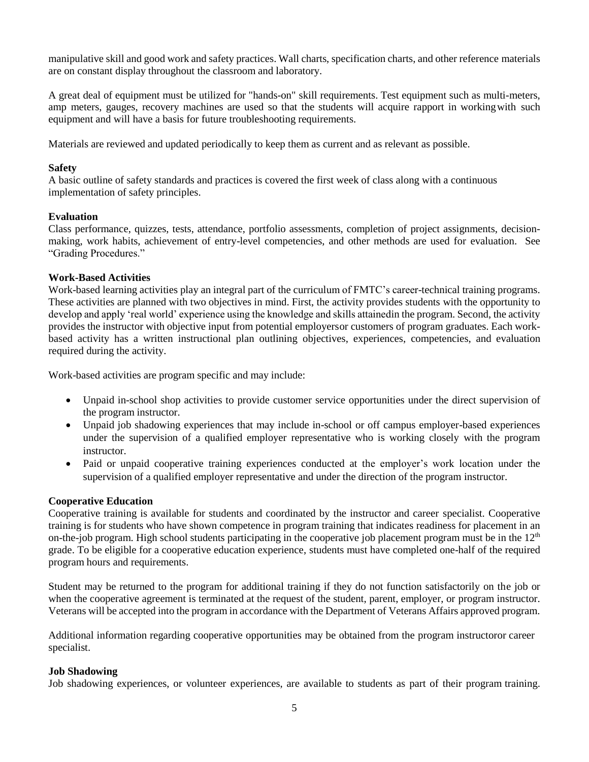manipulative skill and good work and safety practices. Wall charts, specification charts, and other reference materials are on constant display throughout the classroom and laboratory.

A great deal of equipment must be utilized for "hands-on" skill requirements. Test equipment such as multi-meters, amp meters, gauges, recovery machines are used so that the students will acquire rapport in working with such equipment and will have a basis for future troubleshooting requirements.

Materials are reviewed and updated periodically to keep them as current and as relevant as possible.

**Safety**

A basic outline of safety standards and practices is covered the first week of class along with a continuous implementation of safety principles.

**Evaluation**

Class performance, quizzes, tests, attendance, portfolio assessments, completion of project assignments, decision-making, work habits, achievement of entry-level competencies, and other methods are used for evaluation. See "Grading Procedures."

**Work-Based Activities**

Work-based learning activities play an integral part of the curriculum of FMTC's career-technical training programs. These activities are planned with two objectives in mind. First, the activity provides students with the opportunity to develop and apply 'real world' experience using the knowledge and skills attainedin the program. Second, the activity provides the instructor with objective input from potential employersor customers of program graduates. Each work-based activity has a written instructional plan outlining objectives, experiences, competencies, and evaluation required during the activity.

Work-based activities are program specific and may include:

- Unpaid in-school shop activities to provide customer service opportunities under the direct supervision of the program instructor.
- Unpaid job shadowing experiences that may include in-school or off campus employer-based experiences under the supervision of a qualified employer representative who is working closely with the program instructor.
- Paid or unpaid cooperative training experiences conducted at the employer's work location under the supervision of a qualified employer representative and under the direction of the program instructor.

**Cooperative Education**

Cooperative training is available for students and coordinated by the instructor and career specialist. Cooperative training is for students who have shown competence in program training that indicates readiness for placement in an on-the-job program. High school students participating in the cooperative job placement program must be in the 12th grade. To be eligible for a cooperative education experience, students must have completed one-half of the required program hours and requirements.

Student may be returned to the program for additional training if they do not function satisfactorily on the job or when the cooperative agreement is terminated at the request of the student, parent, employer, or program instructor. Veterans will be accepted into the program in accordance with the Department of Veterans Affairs approved program.

Additional information regarding cooperative opportunities may be obtained from the program instructoror career specialist.

**Job Shadowing**

Job shadowing experiences, or volunteer experiences, are available to students as part of their program training.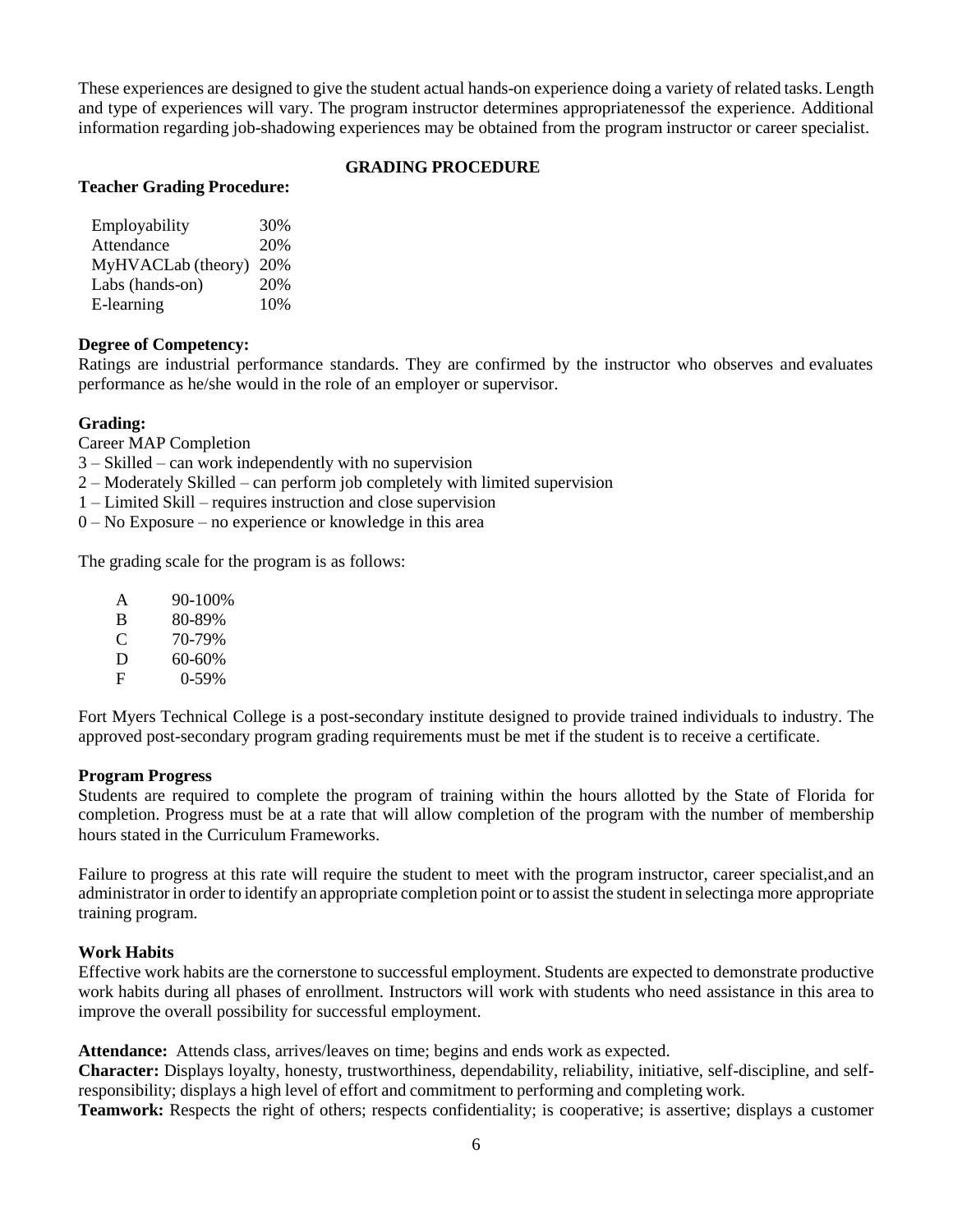These experiences are designed to give the student actual hands-on experience doing a variety of related tasks. Length and type of experiences will vary. The program instructor determines appropriatenessof the experience. Additional information regarding job-shadowing experiences may be obtained from the program instructor or career specialist.

## GRADING PROCEDURE

**Teacher Grading Procedure:**

| | |
|---|---|
| Employability | 30% |
| Attendance | 20% |
| MyHVACLab (theory) | 20% |
| Labs (hands-on) | 20% |
| E-learning | 10% |

**Degree of Competency:**
Ratings are industrial performance standards. They are confirmed by the instructor who observes and evaluates performance as he/she would in the role of an employer or supervisor.

**Grading:**
Career MAP Completion
3 – Skilled – can work independently with no supervision
2 – Moderately Skilled – can perform job completely with limited supervision
1 – Limited Skill – requires instruction and close supervision
0 – No Exposure – no experience or knowledge in this area

The grading scale for the program is as follows:

| | |
|---|---|
| A | 90-100% |
| B | 80-89% |
| C | 70-79% |
| D | 60-60% |
| F | 0-59% |

Fort Myers Technical College is a post-secondary institute designed to provide trained individuals to industry. The approved post-secondary program grading requirements must be met if the student is to receive a certificate.

**Program Progress**
Students are required to complete the program of training within the hours allotted by the State of Florida for completion. Progress must be at a rate that will allow completion of the program with the number of membership hours stated in the Curriculum Frameworks.

Failure to progress at this rate will require the student to meet with the program instructor, career specialist,and an administrator in order to identify an appropriate completion point or to assist the student in selectinga more appropriate training program.

**Work Habits**
Effective work habits are the cornerstone to successful employment. Students are expected to demonstrate productive work habits during all phases of enrollment. Instructors will work with students who need assistance in this area to improve the overall possibility for successful employment.

**Attendance:** Attends class, arrives/leaves on time; begins and ends work as expected.
**Character:** Displays loyalty, honesty, trustworthiness, dependability, reliability, initiative, self-discipline, and self-responsibility; displays a high level of effort and commitment to performing and completing work.
**Teamwork:** Respects the right of others; respects confidentiality; is cooperative; is assertive; displays a customer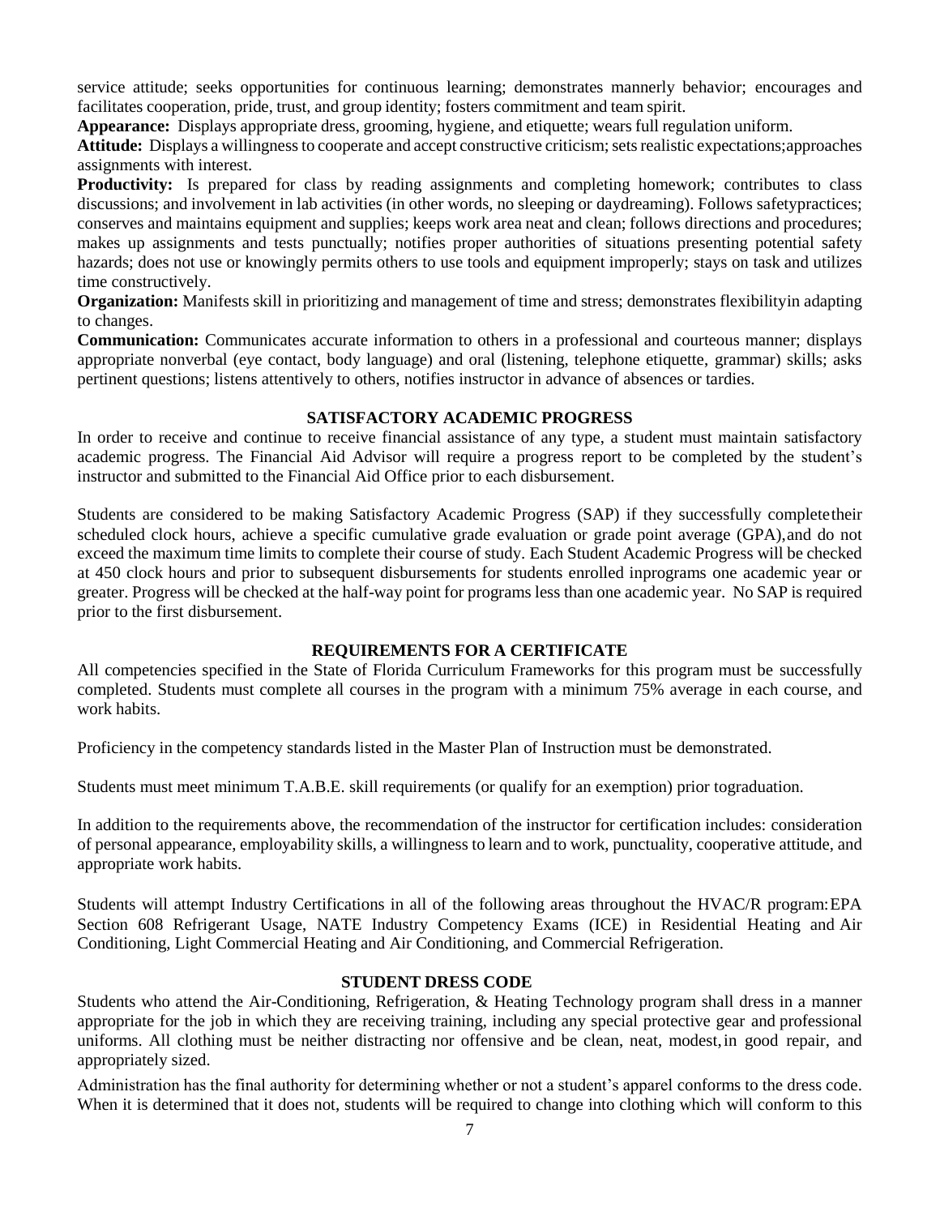service attitude; seeks opportunities for continuous learning; demonstrates mannerly behavior; encourages and facilitates cooperation, pride, trust, and group identity; fosters commitment and team spirit.

**Appearance:** Displays appropriate dress, grooming, hygiene, and etiquette; wears full regulation uniform.

**Attitude:** Displays a willingness to cooperate and accept constructive criticism; sets realistic expectations;approaches assignments with interest.

**Productivity:** Is prepared for class by reading assignments and completing homework; contributes to class discussions; and involvement in lab activities (in other words, no sleeping or daydreaming). Follows safetypractices; conserves and maintains equipment and supplies; keeps work area neat and clean; follows directions and procedures; makes up assignments and tests punctually; notifies proper authorities of situations presenting potential safety hazards; does not use or knowingly permits others to use tools and equipment improperly; stays on task and utilizes time constructively.

**Organization:** Manifests skill in prioritizing and management of time and stress; demonstrates flexibilityin adapting to changes.

**Communication:** Communicates accurate information to others in a professional and courteous manner; displays appropriate nonverbal (eye contact, body language) and oral (listening, telephone etiquette, grammar) skills; asks pertinent questions; listens attentively to others, notifies instructor in advance of absences or tardies.

## SATISFACTORY ACADEMIC PROGRESS

In order to receive and continue to receive financial assistance of any type, a student must maintain satisfactory academic progress. The Financial Aid Advisor will require a progress report to be completed by the student's instructor and submitted to the Financial Aid Office prior to each disbursement.

Students are considered to be making Satisfactory Academic Progress (SAP) if they successfully completetheir scheduled clock hours, achieve a specific cumulative grade evaluation or grade point average (GPA),and do not exceed the maximum time limits to complete their course of study. Each Student Academic Progress will be checked at 450 clock hours and prior to subsequent disbursements for students enrolled inprograms one academic year or greater. Progress will be checked at the half-way point for programs less than one academic year. No SAP is required prior to the first disbursement.

## REQUIREMENTS FOR A CERTIFICATE

All competencies specified in the State of Florida Curriculum Frameworks for this program must be successfully completed. Students must complete all courses in the program with a minimum 75% average in each course, and work habits.

Proficiency in the competency standards listed in the Master Plan of Instruction must be demonstrated.

Students must meet minimum T.A.B.E. skill requirements (or qualify for an exemption) prior tograduation.

In addition to the requirements above, the recommendation of the instructor for certification includes: consideration of personal appearance, employability skills, a willingness to learn and to work, punctuality, cooperative attitude, and appropriate work habits.

Students will attempt Industry Certifications in all of the following areas throughout the HVAC/R program:EPA Section 608 Refrigerant Usage, NATE Industry Competency Exams (ICE) in Residential Heating and Air Conditioning, Light Commercial Heating and Air Conditioning, and Commercial Refrigeration.

## STUDENT DRESS CODE

Students who attend the Air-Conditioning, Refrigeration, & Heating Technology program shall dress in a manner appropriate for the job in which they are receiving training, including any special protective gear and professional uniforms. All clothing must be neither distracting nor offensive and be clean, neat, modest,in good repair, and appropriately sized.

Administration has the final authority for determining whether or not a student's apparel conforms to the dress code. When it is determined that it does not, students will be required to change into clothing which will conform to this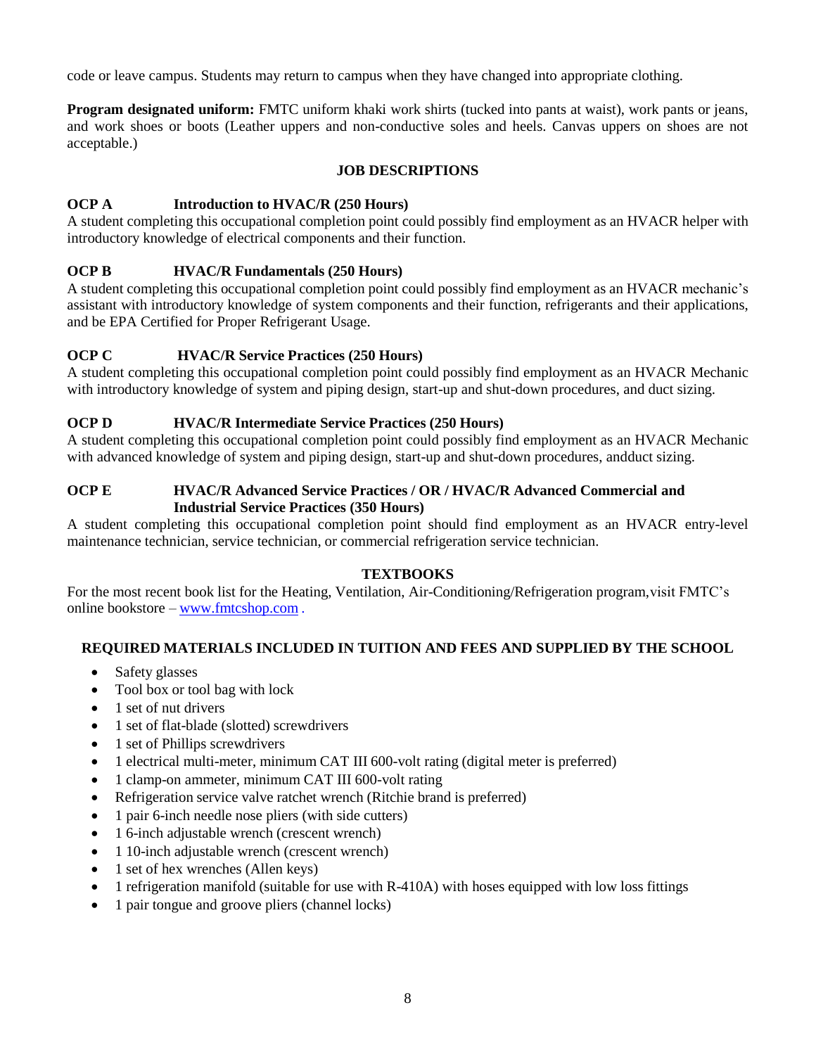code or leave campus. Students may return to campus when they have changed into appropriate clothing.

**Program designated uniform:** FMTC uniform khaki work shirts (tucked into pants at waist), work pants or jeans, and work shoes or boots (Leather uppers and non-conductive soles and heels. Canvas uppers on shoes are not acceptable.)

## JOB DESCRIPTIONS

**OCP A Introduction to HVAC/R (250 Hours)**
A student completing this occupational completion point could possibly find employment as an HVACR helper with introductory knowledge of electrical components and their function.

**OCP B HVAC/R Fundamentals (250 Hours)**
A student completing this occupational completion point could possibly find employment as an HVACR mechanic's assistant with introductory knowledge of system components and their function, refrigerants and their applications, and be EPA Certified for Proper Refrigerant Usage.

**OCP C HVAC/R Service Practices (250 Hours)**
A student completing this occupational completion point could possibly find employment as an HVACR Mechanic with introductory knowledge of system and piping design, start-up and shut-down procedures, and duct sizing.

**OCP D HVAC/R Intermediate Service Practices (250 Hours)**
A student completing this occupational completion point could possibly find employment as an HVACR Mechanic with advanced knowledge of system and piping design, start-up and shut-down procedures, andduct sizing.

**OCP E HVAC/R Advanced Service Practices / OR / HVAC/R Advanced Commercial and Industrial Service Practices (350 Hours)**
A student completing this occupational completion point should find employment as an HVACR entry-level maintenance technician, service technician, or commercial refrigeration service technician.

## TEXTBOOKS

For the most recent book list for the Heating, Ventilation, Air-Conditioning/Refrigeration program,visit FMTC's online bookstore – www.fmtcshop.com .

## REQUIRED MATERIALS INCLUDED IN TUITION AND FEES AND SUPPLIED BY THE SCHOOL

- Safety glasses
- Tool box or tool bag with lock
- 1 set of nut drivers
- 1 set of flat-blade (slotted) screwdrivers
- 1 set of Phillips screwdrivers
- 1 electrical multi-meter, minimum CAT III 600-volt rating (digital meter is preferred)
- 1 clamp-on ammeter, minimum CAT III 600-volt rating
- Refrigeration service valve ratchet wrench (Ritchie brand is preferred)
- 1 pair 6-inch needle nose pliers (with side cutters)
- 1 6-inch adjustable wrench (crescent wrench)
- 1 10-inch adjustable wrench (crescent wrench)
- 1 set of hex wrenches (Allen keys)
- 1 refrigeration manifold (suitable for use with R-410A) with hoses equipped with low loss fittings
- 1 pair tongue and groove pliers (channel locks)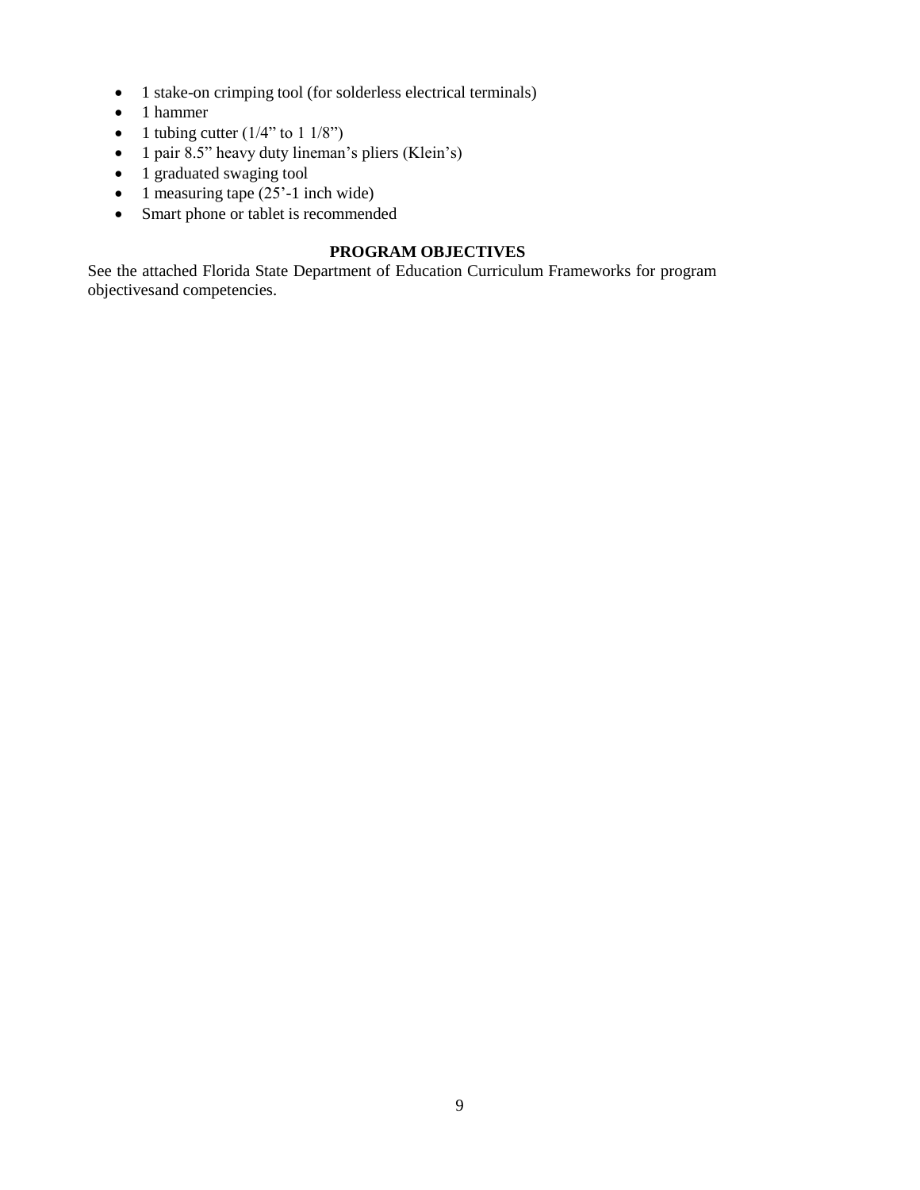- 1 stake-on crimping tool (for solderless electrical terminals)
- 1 hammer
- 1 tubing cutter (1/4" to 1 1/8")
- 1 pair 8.5" heavy duty lineman's pliers (Klein's)
- 1 graduated swaging tool
- 1 measuring tape (25'-1 inch wide)
- Smart phone or tablet is recommended

## PROGRAM OBJECTIVES

See the attached Florida State Department of Education Curriculum Frameworks for program objectivesand competencies.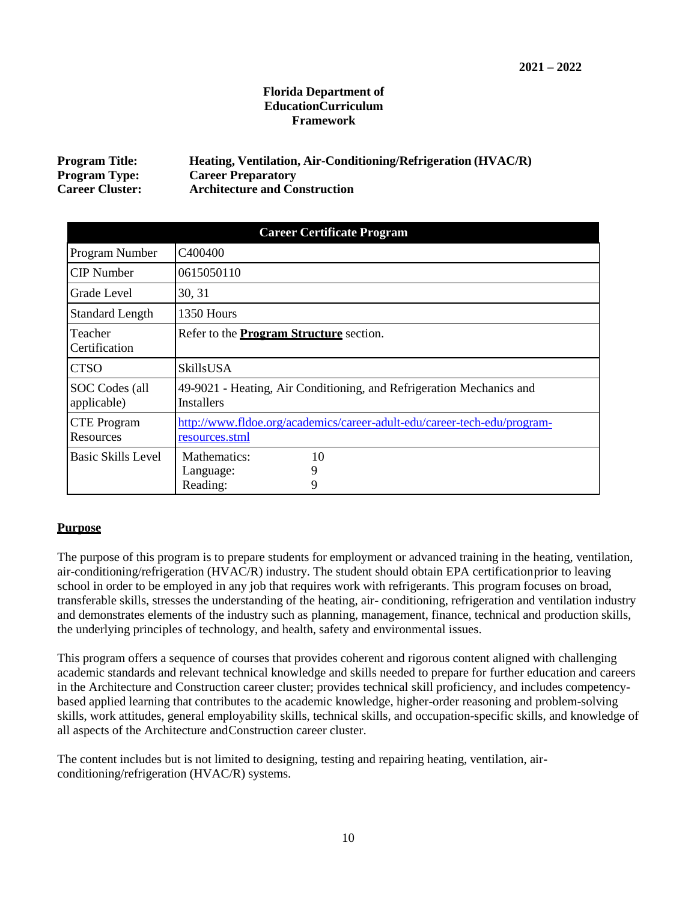**2021 – 2022**

**Florida Department of EducationCurriculum Framework**

**Program Title:** **Heating, Ventilation, Air-Conditioning/Refrigeration (HVAC/R)**
**Program Type:** **Career Preparatory**
**Career Cluster:** **Architecture and Construction**

| **Career Certificate Program** | |
|---|---|
| Program Number | C400400 |
| CIP Number | 0615050110 |
| Grade Level | 30, 31 |
| Standard Length | 1350 Hours |
| Teacher Certification | Refer to the **Program Structure** section. |
| CTSO | SkillsUSA |
| SOC Codes (all applicable) | 49-9021 - Heating, Air Conditioning, and Refrigeration Mechanics and Installers |
| CTE Program Resources | http://www.fldoe.org/academics/career-adult-edu/career-tech-edu/program-resources.stml |
| Basic Skills Level | Mathematics: 10<br>Language: 9<br>Reading: 9 |

## Purpose

The purpose of this program is to prepare students for employment or advanced training in the heating, ventilation, air-conditioning/refrigeration (HVAC/R) industry. The student should obtain EPA certificationprior to leaving school in order to be employed in any job that requires work with refrigerants. This program focuses on broad, transferable skills, stresses the understanding of the heating, air- conditioning, refrigeration and ventilation industry and demonstrates elements of the industry such as planning, management, finance, technical and production skills, the underlying principles of technology, and health, safety and environmental issues.

This program offers a sequence of courses that provides coherent and rigorous content aligned with challenging academic standards and relevant technical knowledge and skills needed to prepare for further education and careers in the Architecture and Construction career cluster; provides technical skill proficiency, and includes competency-based applied learning that contributes to the academic knowledge, higher-order reasoning and problem-solving skills, work attitudes, general employability skills, technical skills, and occupation-specific skills, and knowledge of all aspects of the Architecture andConstruction career cluster.

The content includes but is not limited to designing, testing and repairing heating, ventilation, air-conditioning/refrigeration (HVAC/R) systems.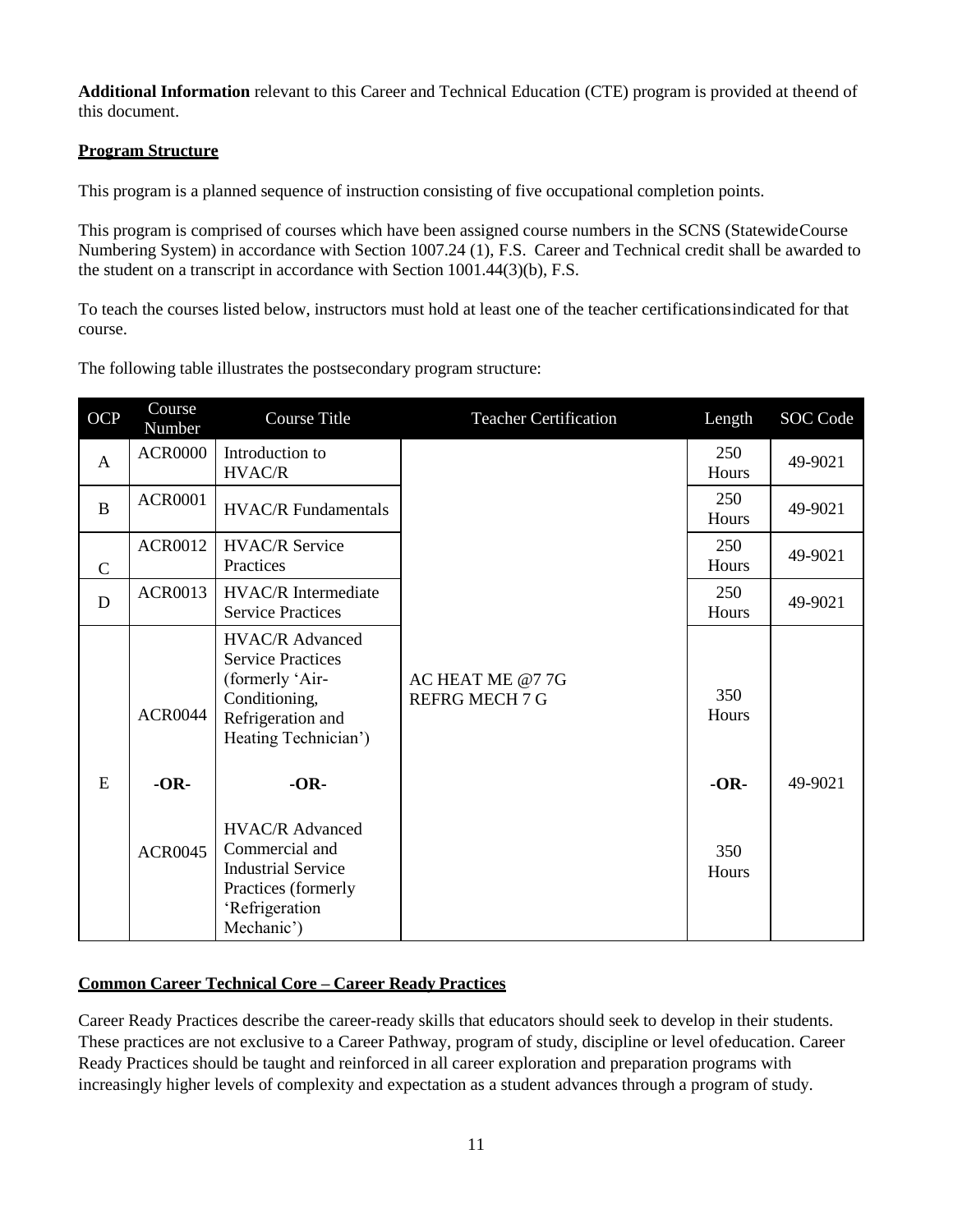**Additional Information** relevant to this Career and Technical Education (CTE) program is provided at theend of this document.

## Program Structure

This program is a planned sequence of instruction consisting of five occupational completion points.

This program is comprised of courses which have been assigned course numbers in the SCNS (StatewideCourse Numbering System) in accordance with Section 1007.24 (1), F.S. Career and Technical credit shall be awarded to the student on a transcript in accordance with Section 1001.44(3)(b), F.S.

To teach the courses listed below, instructors must hold at least one of the teacher certificationsindicated for that course.

The following table illustrates the postsecondary program structure:

| OCP | Course Number | Course Title | Teacher Certification | Length | SOC Code |
|---|---|---|---|---|---|
| A | ACR0000 | Introduction to HVAC/R | AC HEAT ME @7 7G<br>REFRG MECH 7 G | 250 Hours | 49-9021 |
| B | ACR0001 | HVAC/R Fundamentals | | 250 Hours | 49-9021 |
| C | ACR0012 | HVAC/R Service Practices | | 250 Hours | 49-9021 |
| D | ACR0013 | HVAC/R Intermediate Service Practices | | 250 Hours | 49-9021 |
| E | ACR0044<br>-OR-<br>ACR0045 | HVAC/R Advanced Service Practices (formerly 'Air-Conditioning, Refrigeration and Heating Technician')<br>-OR-<br>HVAC/R Advanced Commercial and Industrial Service Practices (formerly 'Refrigeration Mechanic') | | 350 Hours<br>-OR-<br>350 Hours | 49-9021 |

## Common Career Technical Core – Career Ready Practices

Career Ready Practices describe the career-ready skills that educators should seek to develop in their students. These practices are not exclusive to a Career Pathway, program of study, discipline or level ofeducation. Career Ready Practices should be taught and reinforced in all career exploration and preparation programs with increasingly higher levels of complexity and expectation as a student advances through a program of study.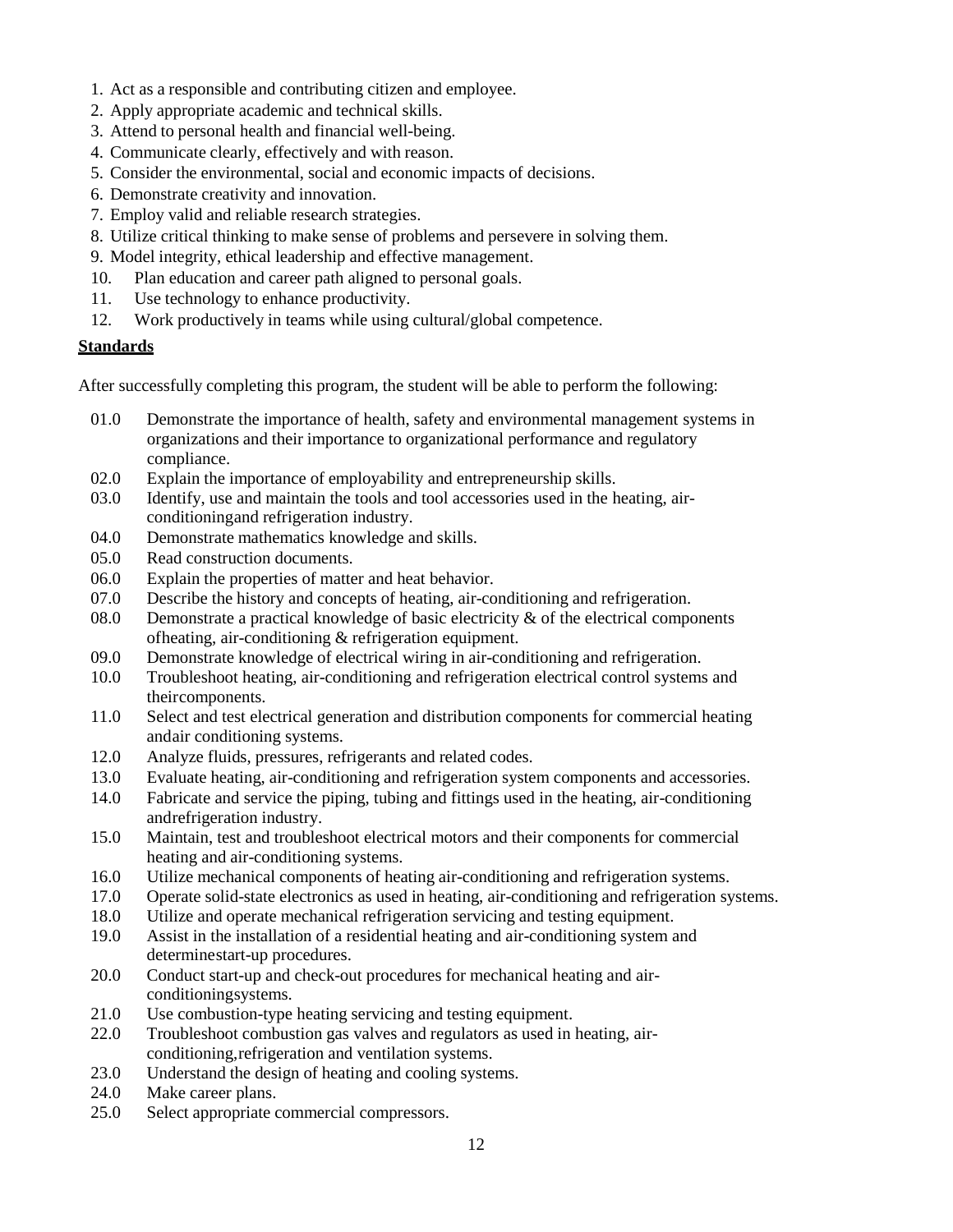1. Act as a responsible and contributing citizen and employee.
2. Apply appropriate academic and technical skills.
3. Attend to personal health and financial well-being.
4. Communicate clearly, effectively and with reason.
5. Consider the environmental, social and economic impacts of decisions.
6. Demonstrate creativity and innovation.
7. Employ valid and reliable research strategies.
8. Utilize critical thinking to make sense of problems and persevere in solving them.
9. Model integrity, ethical leadership and effective management.
10. Plan education and career path aligned to personal goals.
11. Use technology to enhance productivity.
12. Work productively in teams while using cultural/global competence.

**Standards**

After successfully completing this program, the student will be able to perform the following:

01.0 Demonstrate the importance of health, safety and environmental management systems in organizations and their importance to organizational performance and regulatory compliance.
02.0 Explain the importance of employability and entrepreneurship skills.
03.0 Identify, use and maintain the tools and tool accessories used in the heating, air-conditioningand refrigeration industry.
04.0 Demonstrate mathematics knowledge and skills.
05.0 Read construction documents.
06.0 Explain the properties of matter and heat behavior.
07.0 Describe the history and concepts of heating, air-conditioning and refrigeration.
08.0 Demonstrate a practical knowledge of basic electricity & of the electrical components ofheating, air-conditioning & refrigeration equipment.
09.0 Demonstrate knowledge of electrical wiring in air-conditioning and refrigeration.
10.0 Troubleshoot heating, air-conditioning and refrigeration electrical control systems and theircomponents.
11.0 Select and test electrical generation and distribution components for commercial heating andair conditioning systems.
12.0 Analyze fluids, pressures, refrigerants and related codes.
13.0 Evaluate heating, air-conditioning and refrigeration system components and accessories.
14.0 Fabricate and service the piping, tubing and fittings used in the heating, air-conditioning andrefrigeration industry.
15.0 Maintain, test and troubleshoot electrical motors and their components for commercial heating and air-conditioning systems.
16.0 Utilize mechanical components of heating air-conditioning and refrigeration systems.
17.0 Operate solid-state electronics as used in heating, air-conditioning and refrigeration systems.
18.0 Utilize and operate mechanical refrigeration servicing and testing equipment.
19.0 Assist in the installation of a residential heating and air-conditioning system and determinestart-up procedures.
20.0 Conduct start-up and check-out procedures for mechanical heating and air-conditioningsystems.
21.0 Use combustion-type heating servicing and testing equipment.
22.0 Troubleshoot combustion gas valves and regulators as used in heating, air-conditioning,refrigeration and ventilation systems.
23.0 Understand the design of heating and cooling systems.
24.0 Make career plans.
25.0 Select appropriate commercial compressors.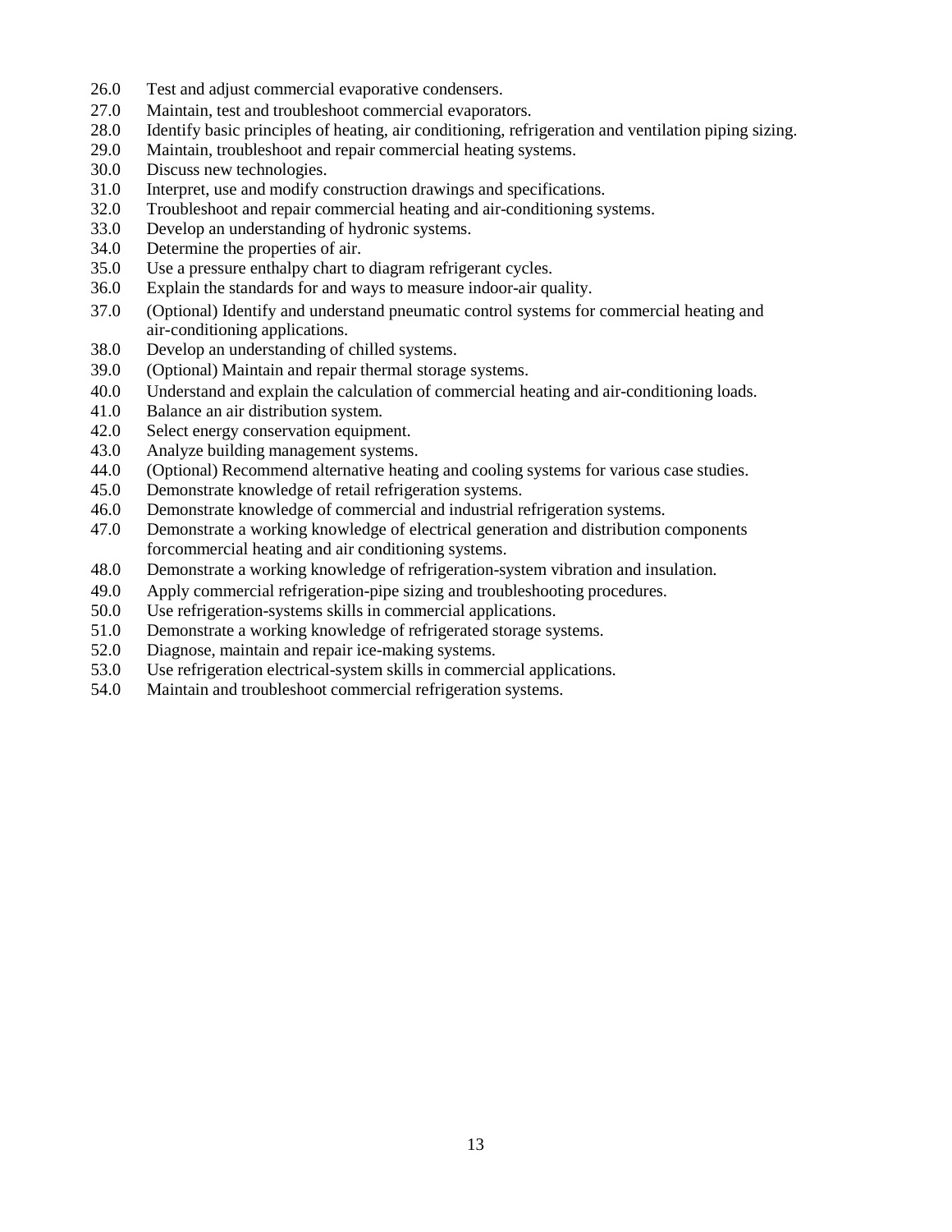26.0 Test and adjust commercial evaporative condensers.
27.0 Maintain, test and troubleshoot commercial evaporators.
28.0 Identify basic principles of heating, air conditioning, refrigeration and ventilation piping sizing.
29.0 Maintain, troubleshoot and repair commercial heating systems.
30.0 Discuss new technologies.
31.0 Interpret, use and modify construction drawings and specifications.
32.0 Troubleshoot and repair commercial heating and air-conditioning systems.
33.0 Develop an understanding of hydronic systems.
34.0 Determine the properties of air.
35.0 Use a pressure enthalpy chart to diagram refrigerant cycles.
36.0 Explain the standards for and ways to measure indoor-air quality.
37.0 (Optional) Identify and understand pneumatic control systems for commercial heating and air-conditioning applications.
38.0 Develop an understanding of chilled systems.
39.0 (Optional) Maintain and repair thermal storage systems.
40.0 Understand and explain the calculation of commercial heating and air-conditioning loads.
41.0 Balance an air distribution system.
42.0 Select energy conservation equipment.
43.0 Analyze building management systems.
44.0 (Optional) Recommend alternative heating and cooling systems for various case studies.
45.0 Demonstrate knowledge of retail refrigeration systems.
46.0 Demonstrate knowledge of commercial and industrial refrigeration systems.
47.0 Demonstrate a working knowledge of electrical generation and distribution components forcommercial heating and air conditioning systems.
48.0 Demonstrate a working knowledge of refrigeration-system vibration and insulation.
49.0 Apply commercial refrigeration-pipe sizing and troubleshooting procedures.
50.0 Use refrigeration-systems skills in commercial applications.
51.0 Demonstrate a working knowledge of refrigerated storage systems.
52.0 Diagnose, maintain and repair ice-making systems.
53.0 Use refrigeration electrical-system skills in commercial applications.
54.0 Maintain and troubleshoot commercial refrigeration systems.